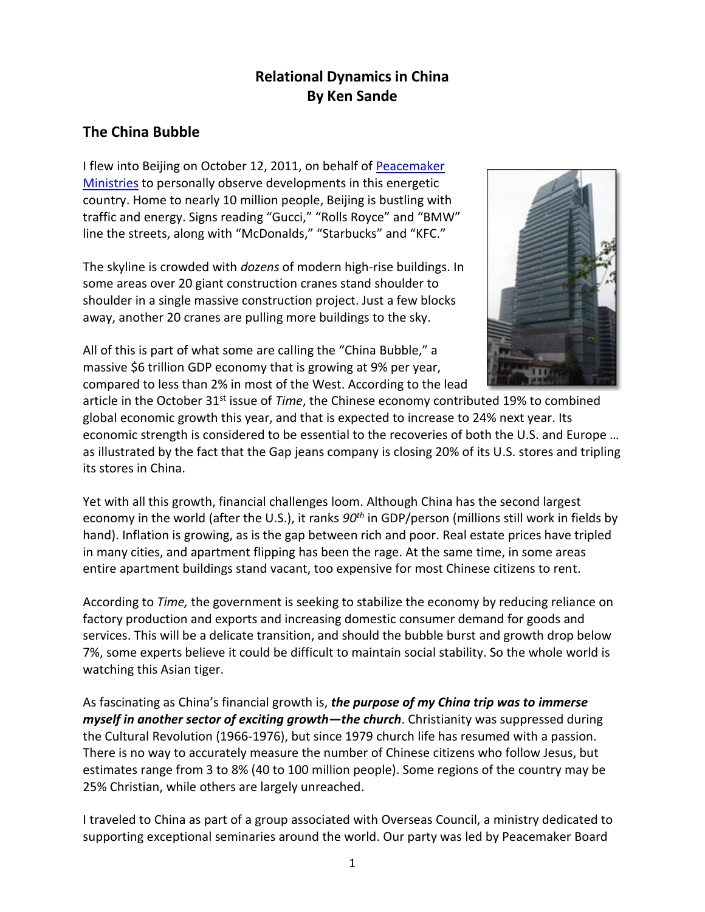# Relational Dynamics in China
# By Ken Sande

## The China Bubble

I flew into Beijing on October 12, 2011, on behalf of Peacemaker Ministries to personally observe developments in this energetic country. Home to nearly 10 million people, Beijing is bustling with traffic and energy. Signs reading "Gucci," "Rolls Royce" and "BMW" line the streets, along with "McDonalds," "Starbucks" and "KFC."

The skyline is crowded with *dozens* of modern high-rise buildings. In some areas over 20 giant construction cranes stand shoulder to shoulder in a single massive construction project. Just a few blocks away, another 20 cranes are pulling more buildings to the sky.

All of this is part of what some are calling the "China Bubble," a massive $6 trillion GDP economy that is growing at 9% per year, compared to less than 2% in most of the West. According to the lead article in the October 31st issue of *Time*, the Chinese economy contributed 19% to combined global economic growth this year, and that is expected to increase to 24% next year. Its economic strength is considered to be essential to the recoveries of both the U.S. and Europe … as illustrated by the fact that the Gap jeans company is closing 20% of its U.S. stores and tripling its stores in China.

Yet with all this growth, financial challenges loom. Although China has the second largest economy in the world (after the U.S.), it ranks *90th* in GDP/person (millions still work in fields by hand). Inflation is growing, as is the gap between rich and poor. Real estate prices have tripled in many cities, and apartment flipping has been the rage. At the same time, in some areas entire apartment buildings stand vacant, too expensive for most Chinese citizens to rent.

According to *Time,* the government is seeking to stabilize the economy by reducing reliance on factory production and exports and increasing domestic consumer demand for goods and services. This will be a delicate transition, and should the bubble burst and growth drop below 7%, some experts believe it could be difficult to maintain social stability. So the whole world is watching this Asian tiger.

As fascinating as China's financial growth is, ***the purpose of my China trip was to immerse myself in another sector of exciting growth—the church***. Christianity was suppressed during the Cultural Revolution (1966-1976), but since 1979 church life has resumed with a passion. There is no way to accurately measure the number of Chinese citizens who follow Jesus, but estimates range from 3 to 8% (40 to 100 million people). Some regions of the country may be 25% Christian, while others are largely unreached.

I traveled to China as part of a group associated with Overseas Council, a ministry dedicated to supporting exceptional seminaries around the world. Our party was led by Peacemaker Board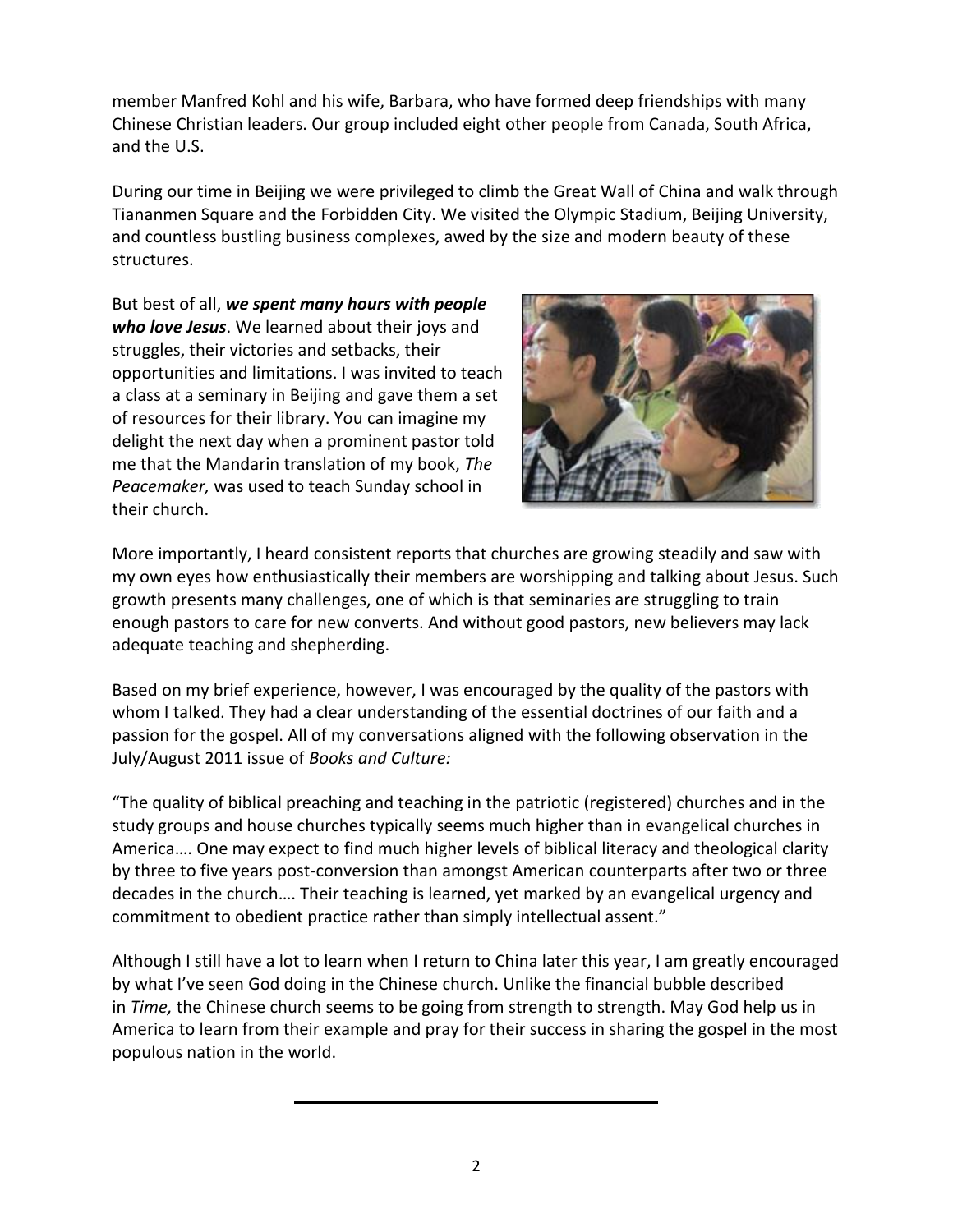member Manfred Kohl and his wife, Barbara, who have formed deep friendships with many Chinese Christian leaders. Our group included eight other people from Canada, South Africa, and the U.S.

During our time in Beijing we were privileged to climb the Great Wall of China and walk through Tiananmen Square and the Forbidden City. We visited the Olympic Stadium, Beijing University, and countless bustling business complexes, awed by the size and modern beauty of these structures.

But best of all, ***we spent many hours with people who love Jesus***. We learned about their joys and struggles, their victories and setbacks, their opportunities and limitations. I was invited to teach a class at a seminary in Beijing and gave them a set of resources for their library. You can imagine my delight the next day when a prominent pastor told me that the Mandarin translation of my book, *The Peacemaker,* was used to teach Sunday school in their church.

More importantly, I heard consistent reports that churches are growing steadily and saw with my own eyes how enthusiastically their members are worshipping and talking about Jesus. Such growth presents many challenges, one of which is that seminaries are struggling to train enough pastors to care for new converts. And without good pastors, new believers may lack adequate teaching and shepherding.

Based on my brief experience, however, I was encouraged by the quality of the pastors with whom I talked. They had a clear understanding of the essential doctrines of our faith and a passion for the gospel. All of my conversations aligned with the following observation in the July/August 2011 issue of *Books and Culture:*

"The quality of biblical preaching and teaching in the patriotic (registered) churches and in the study groups and house churches typically seems much higher than in evangelical churches in America…. One may expect to find much higher levels of biblical literacy and theological clarity by three to five years post-conversion than amongst American counterparts after two or three decades in the church…. Their teaching is learned, yet marked by an evangelical urgency and commitment to obedient practice rather than simply intellectual assent."

Although I still have a lot to learn when I return to China later this year, I am greatly encouraged by what I've seen God doing in the Chinese church. Unlike the financial bubble described in *Time,* the Chinese church seems to be going from strength to strength. May God help us in America to learn from their example and pray for their success in sharing the gospel in the most populous nation in the world.

---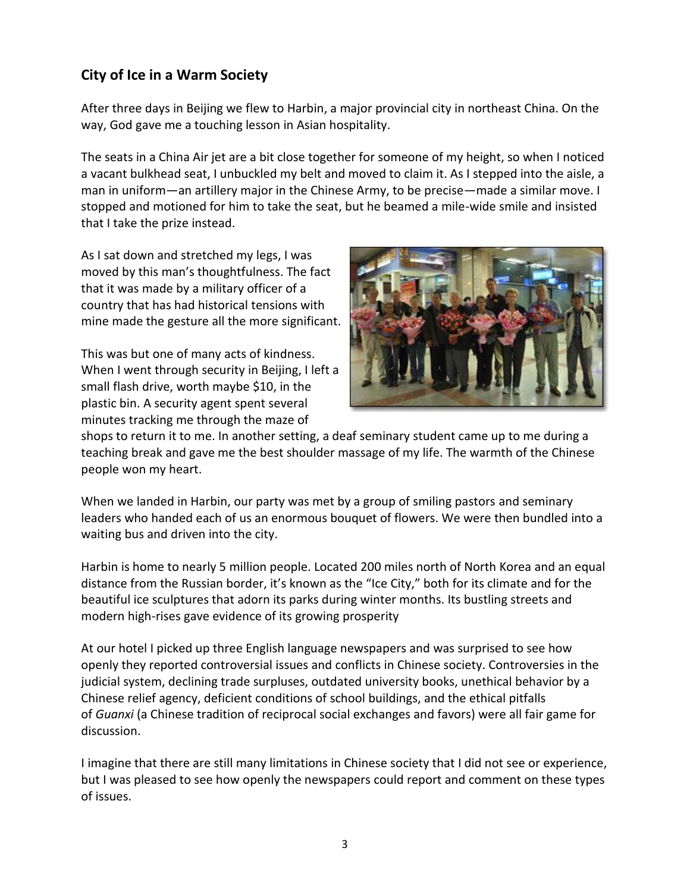## City of Ice in a Warm Society

After three days in Beijing we flew to Harbin, a major provincial city in northeast China. On the way, God gave me a touching lesson in Asian hospitality.

The seats in a China Air jet are a bit close together for someone of my height, so when I noticed a vacant bulkhead seat, I unbuckled my belt and moved to claim it. As I stepped into the aisle, a man in uniform—an artillery major in the Chinese Army, to be precise—made a similar move. I stopped and motioned for him to take the seat, but he beamed a mile-wide smile and insisted that I take the prize instead.

As I sat down and stretched my legs, I was moved by this man's thoughtfulness. The fact that it was made by a military officer of a country that has had historical tensions with mine made the gesture all the more significant.

This was but one of many acts of kindness. When I went through security in Beijing, I left a small flash drive, worth maybe $10, in the plastic bin. A security agent spent several minutes tracking me through the maze of shops to return it to me. In another setting, a deaf seminary student came up to me during a teaching break and gave me the best shoulder massage of my life. The warmth of the Chinese people won my heart.

When we landed in Harbin, our party was met by a group of smiling pastors and seminary leaders who handed each of us an enormous bouquet of flowers. We were then bundled into a waiting bus and driven into the city.

Harbin is home to nearly 5 million people. Located 200 miles north of North Korea and an equal distance from the Russian border, it's known as the "Ice City," both for its climate and for the beautiful ice sculptures that adorn its parks during winter months. Its bustling streets and modern high-rises gave evidence of its growing prosperity

At our hotel I picked up three English language newspapers and was surprised to see how openly they reported controversial issues and conflicts in Chinese society. Controversies in the judicial system, declining trade surpluses, outdated university books, unethical behavior by a Chinese relief agency, deficient conditions of school buildings, and the ethical pitfalls of *Guanxi* (a Chinese tradition of reciprocal social exchanges and favors) were all fair game for discussion.

I imagine that there are still many limitations in Chinese society that I did not see or experience, but I was pleased to see how openly the newspapers could report and comment on these types of issues.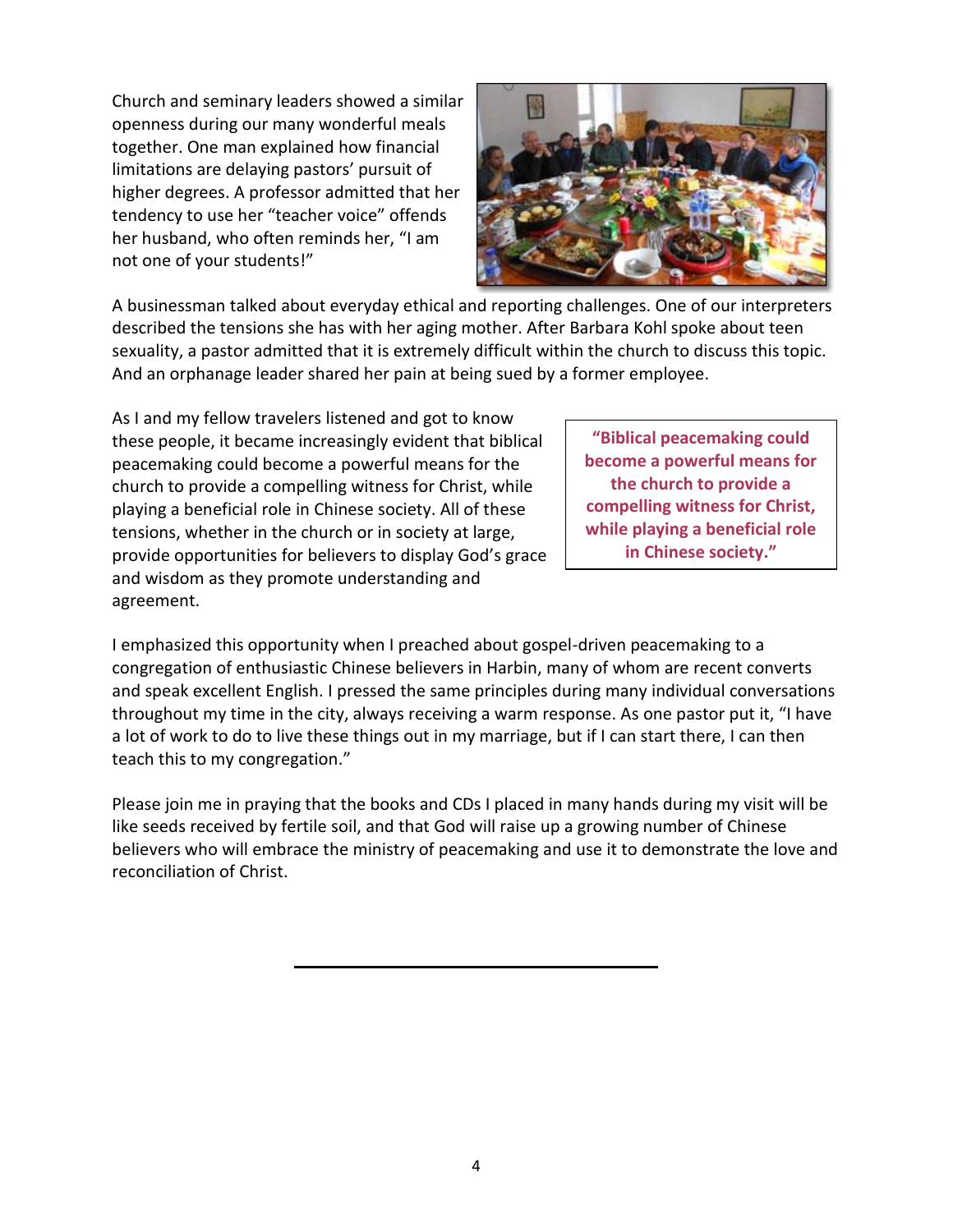Church and seminary leaders showed a similar openness during our many wonderful meals together. One man explained how financial limitations are delaying pastors' pursuit of higher degrees. A professor admitted that her tendency to use her "teacher voice" offends her husband, who often reminds her, "I am not one of your students!"

A businessman talked about everyday ethical and reporting challenges. One of our interpreters described the tensions she has with her aging mother. After Barbara Kohl spoke about teen sexuality, a pastor admitted that it is extremely difficult within the church to discuss this topic. And an orphanage leader shared her pain at being sued by a former employee.

As I and my fellow travelers listened and got to know these people, it became increasingly evident that biblical peacemaking could become a powerful means for the church to provide a compelling witness for Christ, while playing a beneficial role in Chinese society. All of these tensions, whether in the church or in society at large, provide opportunities for believers to display God's grace and wisdom as they promote understanding and agreement.

**"Biblical peacemaking could become a powerful means for the church to provide a compelling witness for Christ, while playing a beneficial role in Chinese society."**

I emphasized this opportunity when I preached about gospel-driven peacemaking to a congregation of enthusiastic Chinese believers in Harbin, many of whom are recent converts and speak excellent English. I pressed the same principles during many individual conversations throughout my time in the city, always receiving a warm response. As one pastor put it, "I have a lot of work to do to live these things out in my marriage, but if I can start there, I can then teach this to my congregation."

Please join me in praying that the books and CDs I placed in many hands during my visit will be like seeds received by fertile soil, and that God will raise up a growing number of Chinese believers who will embrace the ministry of peacemaking and use it to demonstrate the love and reconciliation of Christ.

---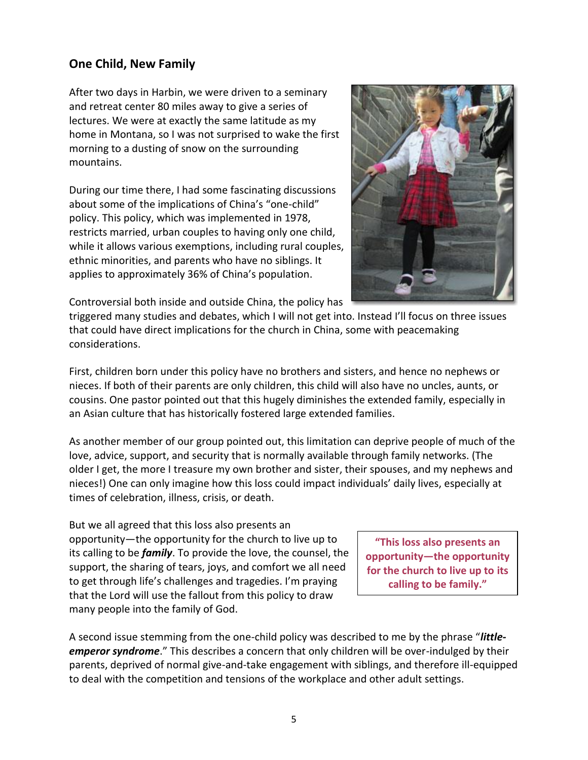## One Child, New Family

After two days in Harbin, we were driven to a seminary and retreat center 80 miles away to give a series of lectures. We were at exactly the same latitude as my home in Montana, so I was not surprised to wake the first morning to a dusting of snow on the surrounding mountains.

During our time there, I had some fascinating discussions about some of the implications of China's "one-child" policy. This policy, which was implemented in 1978, restricts married, urban couples to having only one child, while it allows various exemptions, including rural couples, ethnic minorities, and parents who have no siblings. It applies to approximately 36% of China's population.

Controversial both inside and outside China, the policy has triggered many studies and debates, which I will not get into. Instead I'll focus on three issues that could have direct implications for the church in China, some with peacemaking considerations.

First, children born under this policy have no brothers and sisters, and hence no nephews or nieces. If both of their parents are only children, this child will also have no uncles, aunts, or cousins. One pastor pointed out that this hugely diminishes the extended family, especially in an Asian culture that has historically fostered large extended families.

As another member of our group pointed out, this limitation can deprive people of much of the love, advice, support, and security that is normally available through family networks. (The older I get, the more I treasure my own brother and sister, their spouses, and my nephews and nieces!) One can only imagine how this loss could impact individuals' daily lives, especially at times of celebration, illness, crisis, or death.

But we all agreed that this loss also presents an opportunity—the opportunity for the church to live up to its calling to be ***family***. To provide the love, the counsel, the support, the sharing of tears, joys, and comfort we all need to get through life's challenges and tragedies. I'm praying that the Lord will use the fallout from this policy to draw many people into the family of God.

> **"This loss also presents an opportunity—the opportunity for the church to live up to its calling to be family."**

A second issue stemming from the one-child policy was described to me by the phrase "***little-emperor syndrome***." This describes a concern that only children will be over-indulged by their parents, deprived of normal give-and-take engagement with siblings, and therefore ill-equipped to deal with the competition and tensions of the workplace and other adult settings.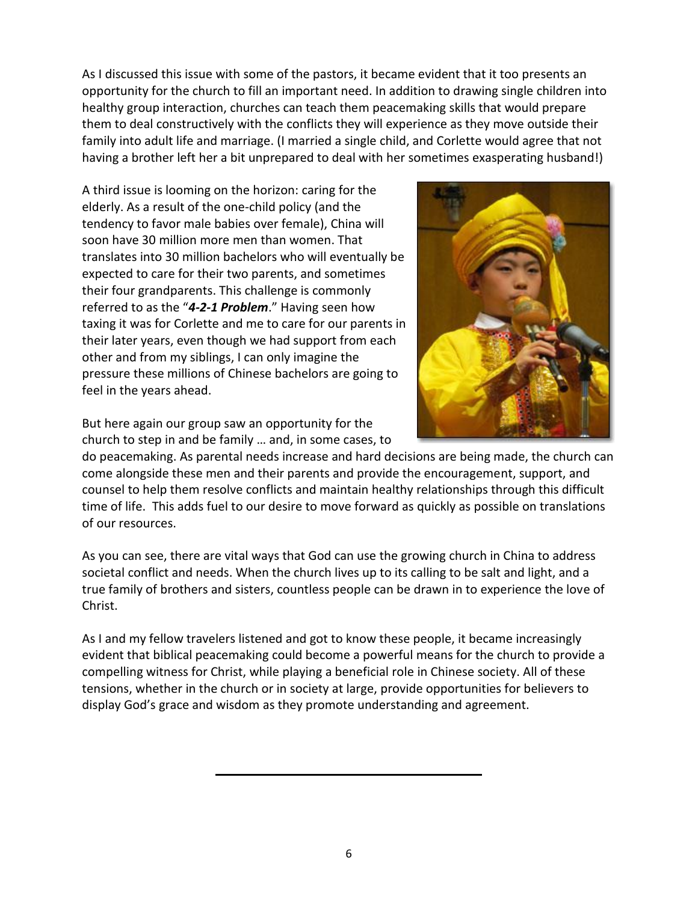As I discussed this issue with some of the pastors, it became evident that it too presents an opportunity for the church to fill an important need. In addition to drawing single children into healthy group interaction, churches can teach them peacemaking skills that would prepare them to deal constructively with the conflicts they will experience as they move outside their family into adult life and marriage. (I married a single child, and Corlette would agree that not having a brother left her a bit unprepared to deal with her sometimes exasperating husband!)

A third issue is looming on the horizon: caring for the elderly. As a result of the one-child policy (and the tendency to favor male babies over female), China will soon have 30 million more men than women. That translates into 30 million bachelors who will eventually be expected to care for their two parents, and sometimes their four grandparents. This challenge is commonly referred to as the "***4-2-1 Problem***." Having seen how taxing it was for Corlette and me to care for our parents in their later years, even though we had support from each other and from my siblings, I can only imagine the pressure these millions of Chinese bachelors are going to feel in the years ahead.

But here again our group saw an opportunity for the church to step in and be family … and, in some cases, to do peacemaking. As parental needs increase and hard decisions are being made, the church can come alongside these men and their parents and provide the encouragement, support, and counsel to help them resolve conflicts and maintain healthy relationships through this difficult time of life. This adds fuel to our desire to move forward as quickly as possible on translations of our resources.

As you can see, there are vital ways that God can use the growing church in China to address societal conflict and needs. When the church lives up to its calling to be salt and light, and a true family of brothers and sisters, countless people can be drawn in to experience the love of Christ.

As I and my fellow travelers listened and got to know these people, it became increasingly evident that biblical peacemaking could become a powerful means for the church to provide a compelling witness for Christ, while playing a beneficial role in Chinese society. All of these tensions, whether in the church or in society at large, provide opportunities for believers to display God's grace and wisdom as they promote understanding and agreement.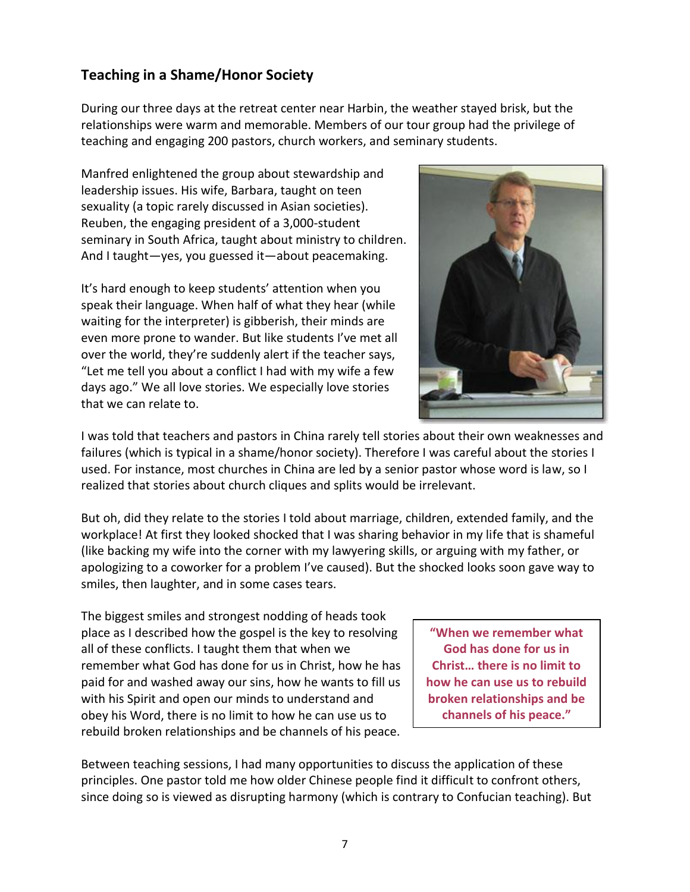## Teaching in a Shame/Honor Society

During our three days at the retreat center near Harbin, the weather stayed brisk, but the relationships were warm and memorable. Members of our tour group had the privilege of teaching and engaging 200 pastors, church workers, and seminary students.

Manfred enlightened the group about stewardship and leadership issues. His wife, Barbara, taught on teen sexuality (a topic rarely discussed in Asian societies). Reuben, the engaging president of a 3,000-student seminary in South Africa, taught about ministry to children. And I taught—yes, you guessed it—about peacemaking.

It's hard enough to keep students' attention when you speak their language. When half of what they hear (while waiting for the interpreter) is gibberish, their minds are even more prone to wander. But like students I've met all over the world, they're suddenly alert if the teacher says, "Let me tell you about a conflict I had with my wife a few days ago." We all love stories. We especially love stories that we can relate to.

I was told that teachers and pastors in China rarely tell stories about their own weaknesses and failures (which is typical in a shame/honor society). Therefore I was careful about the stories I used. For instance, most churches in China are led by a senior pastor whose word is law, so I realized that stories about church cliques and splits would be irrelevant.

But oh, did they relate to the stories I told about marriage, children, extended family, and the workplace! At first they looked shocked that I was sharing behavior in my life that is shameful (like backing my wife into the corner with my lawyering skills, or arguing with my father, or apologizing to a coworker for a problem I've caused). But the shocked looks soon gave way to smiles, then laughter, and in some cases tears.

The biggest smiles and strongest nodding of heads took place as I described how the gospel is the key to resolving all of these conflicts. I taught them that when we remember what God has done for us in Christ, how he has paid for and washed away our sins, how he wants to fill us with his Spirit and open our minds to understand and obey his Word, there is no limit to how he can use us to rebuild broken relationships and be channels of his peace.

> **"When we remember what God has done for us in Christ… there is no limit to how he can use us to rebuild broken relationships and be channels of his peace."**

Between teaching sessions, I had many opportunities to discuss the application of these principles. One pastor told me how older Chinese people find it difficult to confront others, since doing so is viewed as disrupting harmony (which is contrary to Confucian teaching). But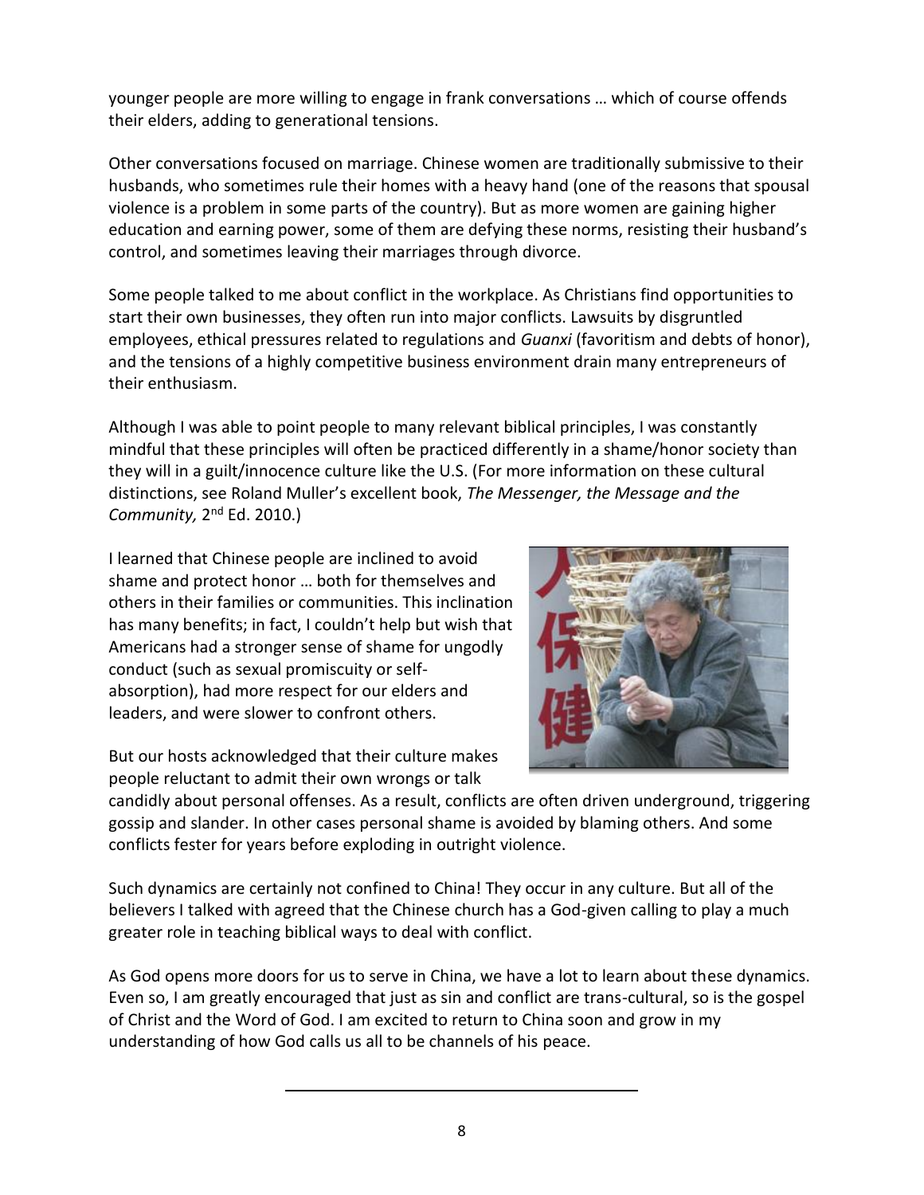younger people are more willing to engage in frank conversations … which of course offends their elders, adding to generational tensions.

Other conversations focused on marriage. Chinese women are traditionally submissive to their husbands, who sometimes rule their homes with a heavy hand (one of the reasons that spousal violence is a problem in some parts of the country). But as more women are gaining higher education and earning power, some of them are defying these norms, resisting their husband's control, and sometimes leaving their marriages through divorce.

Some people talked to me about conflict in the workplace. As Christians find opportunities to start their own businesses, they often run into major conflicts. Lawsuits by disgruntled employees, ethical pressures related to regulations and *Guanxi* (favoritism and debts of honor), and the tensions of a highly competitive business environment drain many entrepreneurs of their enthusiasm.

Although I was able to point people to many relevant biblical principles, I was constantly mindful that these principles will often be practiced differently in a shame/honor society than they will in a guilt/innocence culture like the U.S. (For more information on these cultural distinctions, see Roland Muller's excellent book, *The Messenger, the Message and the Community,* 2nd Ed. 2010.)

I learned that Chinese people are inclined to avoid shame and protect honor … both for themselves and others in their families or communities. This inclination has many benefits; in fact, I couldn't help but wish that Americans had a stronger sense of shame for ungodly conduct (such as sexual promiscuity or self-absorption), had more respect for our elders and leaders, and were slower to confront others.

But our hosts acknowledged that their culture makes people reluctant to admit their own wrongs or talk candidly about personal offenses. As a result, conflicts are often driven underground, triggering gossip and slander. In other cases personal shame is avoided by blaming others. And some conflicts fester for years before exploding in outright violence.

Such dynamics are certainly not confined to China! They occur in any culture. But all of the believers I talked with agreed that the Chinese church has a God-given calling to play a much greater role in teaching biblical ways to deal with conflict.

As God opens more doors for us to serve in China, we have a lot to learn about these dynamics. Even so, I am greatly encouraged that just as sin and conflict are trans-cultural, so is the gospel of Christ and the Word of God. I am excited to return to China soon and grow in my understanding of how God calls us all to be channels of his peace.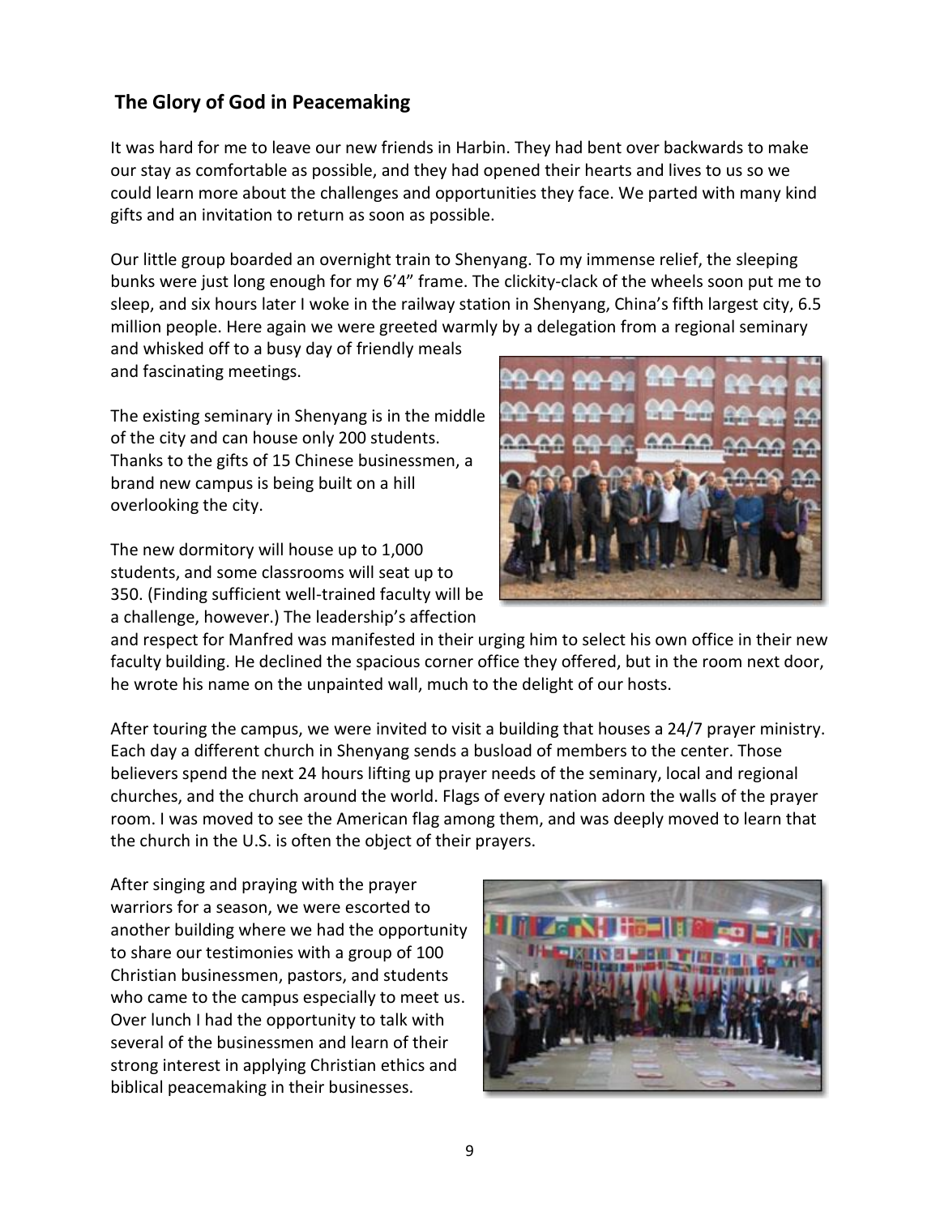## The Glory of God in Peacemaking

It was hard for me to leave our new friends in Harbin. They had bent over backwards to make our stay as comfortable as possible, and they had opened their hearts and lives to us so we could learn more about the challenges and opportunities they face. We parted with many kind gifts and an invitation to return as soon as possible.

Our little group boarded an overnight train to Shenyang. To my immense relief, the sleeping bunks were just long enough for my 6'4" frame. The clickity-clack of the wheels soon put me to sleep, and six hours later I woke in the railway station in Shenyang, China's fifth largest city, 6.5 million people. Here again we were greeted warmly by a delegation from a regional seminary and whisked off to a busy day of friendly meals and fascinating meetings.

The existing seminary in Shenyang is in the middle of the city and can house only 200 students. Thanks to the gifts of 15 Chinese businessmen, a brand new campus is being built on a hill overlooking the city.

The new dormitory will house up to 1,000 students, and some classrooms will seat up to 350. (Finding sufficient well-trained faculty will be a challenge, however.) The leadership's affection and respect for Manfred was manifested in their urging him to select his own office in their new faculty building. He declined the spacious corner office they offered, but in the room next door, he wrote his name on the unpainted wall, much to the delight of our hosts.

After touring the campus, we were invited to visit a building that houses a 24/7 prayer ministry. Each day a different church in Shenyang sends a busload of members to the center. Those believers spend the next 24 hours lifting up prayer needs of the seminary, local and regional churches, and the church around the world. Flags of every nation adorn the walls of the prayer room. I was moved to see the American flag among them, and was deeply moved to learn that the church in the U.S. is often the object of their prayers.

After singing and praying with the prayer warriors for a season, we were escorted to another building where we had the opportunity to share our testimonies with a group of 100 Christian businessmen, pastors, and students who came to the campus especially to meet us. Over lunch I had the opportunity to talk with several of the businessmen and learn of their strong interest in applying Christian ethics and biblical peacemaking in their businesses.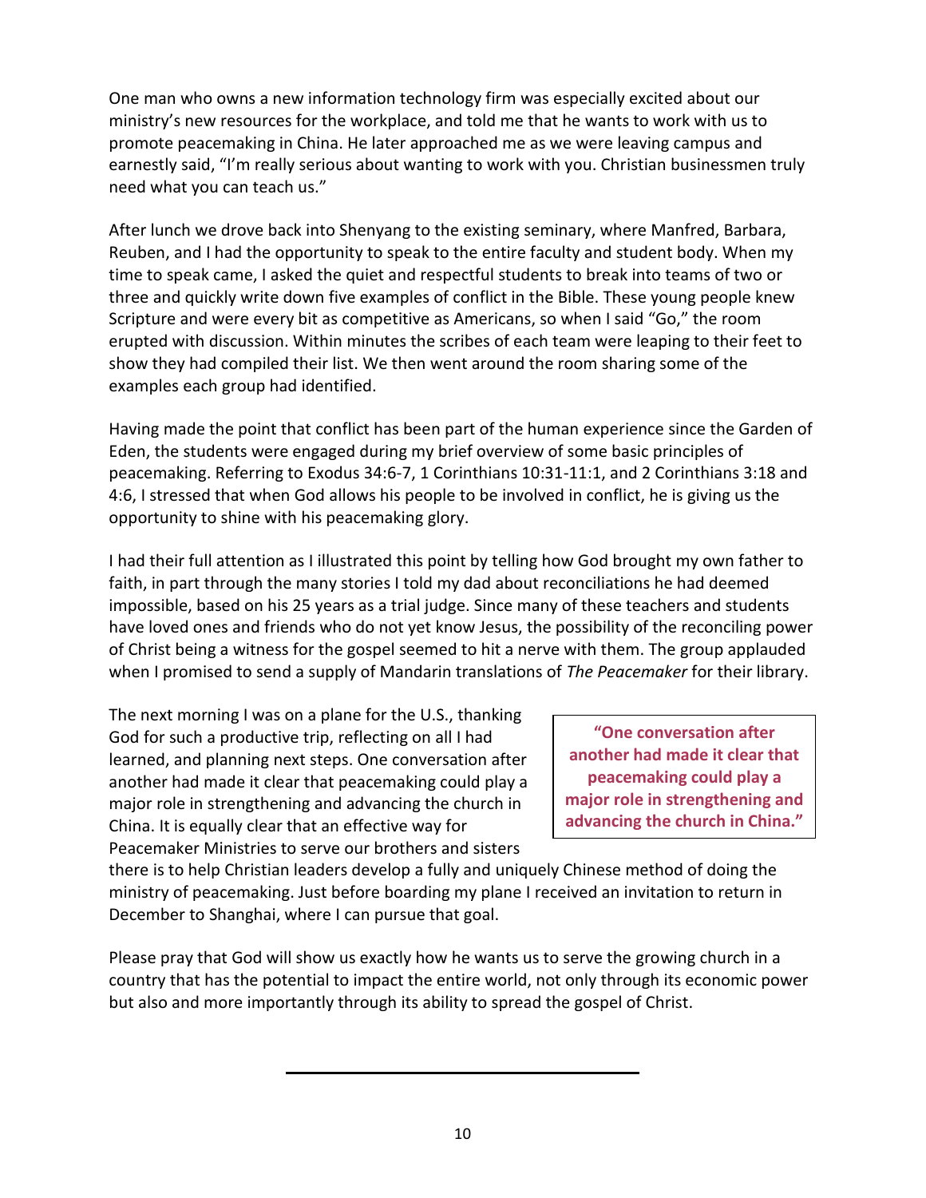One man who owns a new information technology firm was especially excited about our ministry's new resources for the workplace, and told me that he wants to work with us to promote peacemaking in China. He later approached me as we were leaving campus and earnestly said, "I'm really serious about wanting to work with you. Christian businessmen truly need what you can teach us."

After lunch we drove back into Shenyang to the existing seminary, where Manfred, Barbara, Reuben, and I had the opportunity to speak to the entire faculty and student body. When my time to speak came, I asked the quiet and respectful students to break into teams of two or three and quickly write down five examples of conflict in the Bible. These young people knew Scripture and were every bit as competitive as Americans, so when I said "Go," the room erupted with discussion. Within minutes the scribes of each team were leaping to their feet to show they had compiled their list. We then went around the room sharing some of the examples each group had identified.

Having made the point that conflict has been part of the human experience since the Garden of Eden, the students were engaged during my brief overview of some basic principles of peacemaking. Referring to Exodus 34:6-7, 1 Corinthians 10:31-11:1, and 2 Corinthians 3:18 and 4:6, I stressed that when God allows his people to be involved in conflict, he is giving us the opportunity to shine with his peacemaking glory.

I had their full attention as I illustrated this point by telling how God brought my own father to faith, in part through the many stories I told my dad about reconciliations he had deemed impossible, based on his 25 years as a trial judge. Since many of these teachers and students have loved ones and friends who do not yet know Jesus, the possibility of the reconciling power of Christ being a witness for the gospel seemed to hit a nerve with them. The group applauded when I promised to send a supply of Mandarin translations of *The Peacemaker* for their library.

The next morning I was on a plane for the U.S., thanking God for such a productive trip, reflecting on all I had learned, and planning next steps. One conversation after another had made it clear that peacemaking could play a major role in strengthening and advancing the church in China. It is equally clear that an effective way for Peacemaker Ministries to serve our brothers and sisters there is to help Christian leaders develop a fully and uniquely Chinese method of doing the ministry of peacemaking. Just before boarding my plane I received an invitation to return in December to Shanghai, where I can pursue that goal.

> **"One conversation after another had made it clear that peacemaking could play a major role in strengthening and advancing the church in China."**

Please pray that God will show us exactly how he wants us to serve the growing church in a country that has the potential to impact the entire world, not only through its economic power but also and more importantly through its ability to spread the gospel of Christ.

---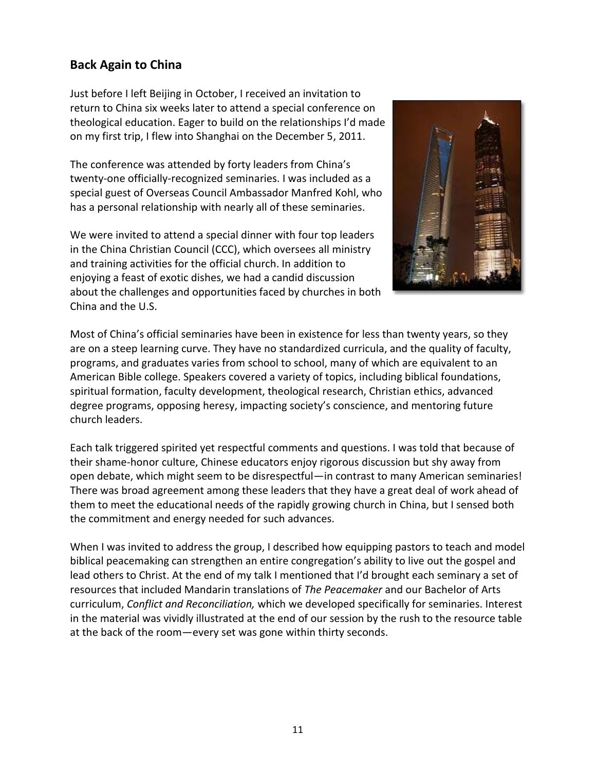## Back Again to China

Just before I left Beijing in October, I received an invitation to return to China six weeks later to attend a special conference on theological education. Eager to build on the relationships I'd made on my first trip, I flew into Shanghai on the December 5, 2011.

The conference was attended by forty leaders from China's twenty-one officially-recognized seminaries. I was included as a special guest of Overseas Council Ambassador Manfred Kohl, who has a personal relationship with nearly all of these seminaries.

We were invited to attend a special dinner with four top leaders in the China Christian Council (CCC), which oversees all ministry and training activities for the official church. In addition to enjoying a feast of exotic dishes, we had a candid discussion about the challenges and opportunities faced by churches in both China and the U.S.

Most of China's official seminaries have been in existence for less than twenty years, so they are on a steep learning curve. They have no standardized curricula, and the quality of faculty, programs, and graduates varies from school to school, many of which are equivalent to an American Bible college. Speakers covered a variety of topics, including biblical foundations, spiritual formation, faculty development, theological research, Christian ethics, advanced degree programs, opposing heresy, impacting society's conscience, and mentoring future church leaders.

Each talk triggered spirited yet respectful comments and questions. I was told that because of their shame-honor culture, Chinese educators enjoy rigorous discussion but shy away from open debate, which might seem to be disrespectful—in contrast to many American seminaries! There was broad agreement among these leaders that they have a great deal of work ahead of them to meet the educational needs of the rapidly growing church in China, but I sensed both the commitment and energy needed for such advances.

When I was invited to address the group, I described how equipping pastors to teach and model biblical peacemaking can strengthen an entire congregation's ability to live out the gospel and lead others to Christ. At the end of my talk I mentioned that I'd brought each seminary a set of resources that included Mandarin translations of *The Peacemaker* and our Bachelor of Arts curriculum, *Conflict and Reconciliation,* which we developed specifically for seminaries. Interest in the material was vividly illustrated at the end of our session by the rush to the resource table at the back of the room—every set was gone within thirty seconds.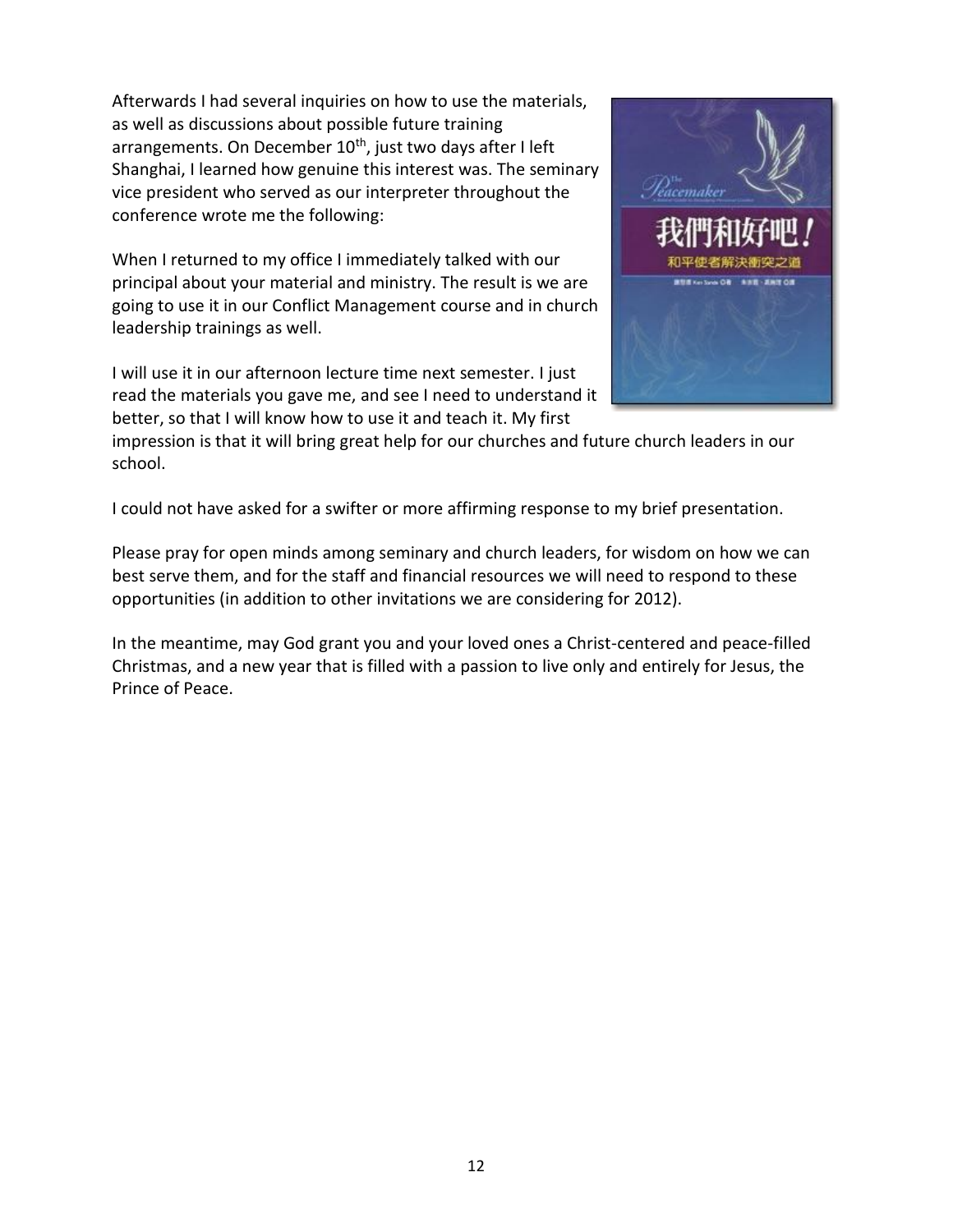Afterwards I had several inquiries on how to use the materials, as well as discussions about possible future training arrangements. On December 10th, just two days after I left Shanghai, I learned how genuine this interest was. The seminary vice president who served as our interpreter throughout the conference wrote me the following:

When I returned to my office I immediately talked with our principal about your material and ministry. The result is we are going to use it in our Conflict Management course and in church leadership trainings as well.

I will use it in our afternoon lecture time next semester. I just read the materials you gave me, and see I need to understand it better, so that I will know how to use it and teach it. My first impression is that it will bring great help for our churches and future church leaders in our school.

I could not have asked for a swifter or more affirming response to my brief presentation.

Please pray for open minds among seminary and church leaders, for wisdom on how we can best serve them, and for the staff and financial resources we will need to respond to these opportunities (in addition to other invitations we are considering for 2012).

In the meantime, may God grant you and your loved ones a Christ-centered and peace-filled Christmas, and a new year that is filled with a passion to live only and entirely for Jesus, the Prince of Peace.